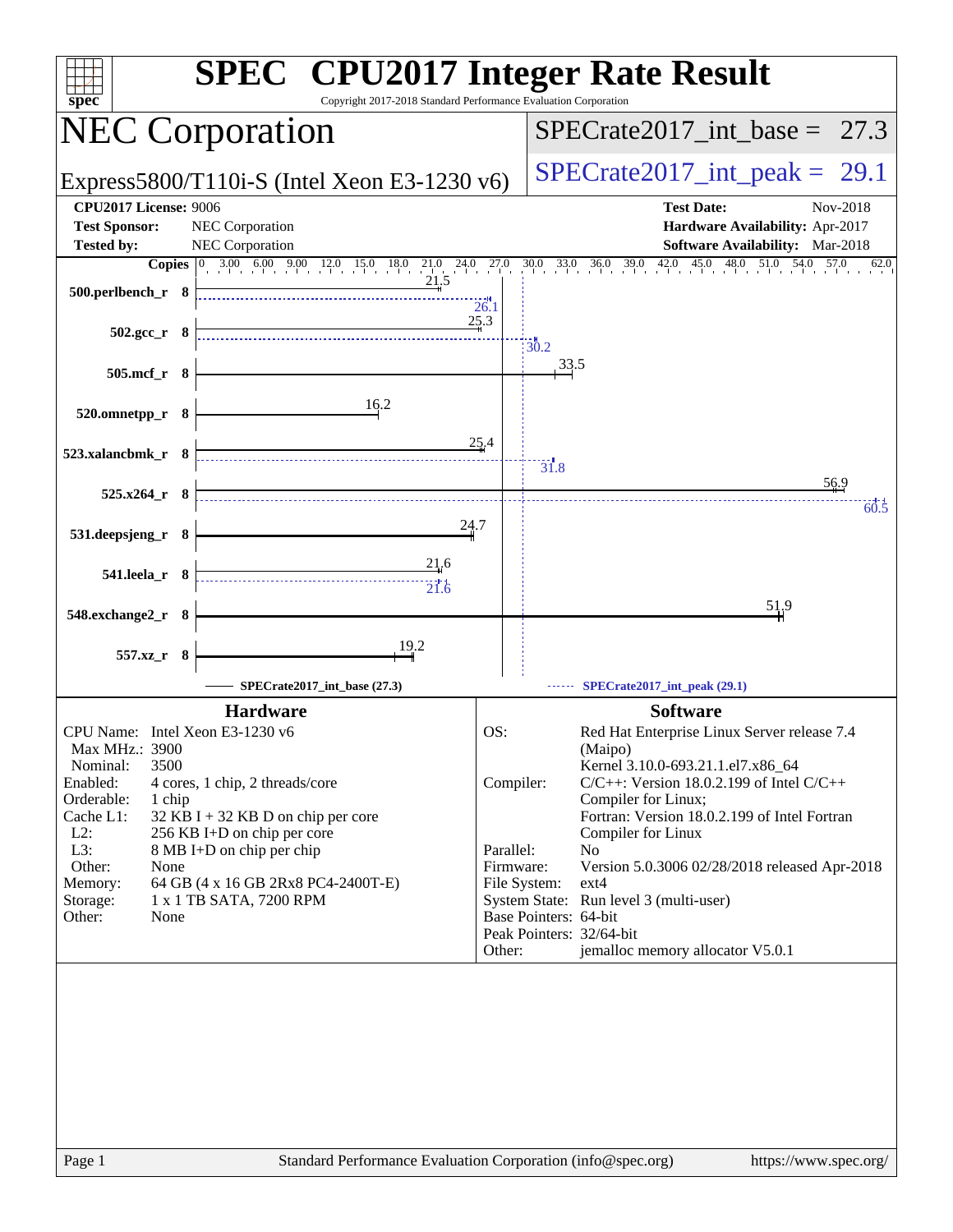# SPEC CPU2017 Integer Rate Result

Copyright 2017-2018 Standard Performance Evaluation Corporation

## NEC Corporation

Express5800/T110i-S (Intel Xeon E3-1230 v6)

SPECrate2017_int_base = 27.3

SPECrate2017_int_peak = 29.1

| | | | |
|---|---|---|---|
| **CPU2017 License:** | 9006 | **Test Date:** | Nov-2018 |
| **Test Sponsor:** | NEC Corporation | **Hardware Availability:** | Apr-2017 |
| **Tested by:** | NEC Corporation | **Software Availability:** | Mar-2018 |

| Benchmark | Copies | Base | Peak |
|---|---|---|---|
| 500.perlbench_r | 8 | 21.5 | 26.1 |
| 502.gcc_r | 8 | 25.3 | 30.2 |
| 505.mcf_r | 8 | 33.5 | |
| 520.omnetpp_r | 8 | 16.2 | |
| 523.xalancbmk_r | 8 | 25.4 | 31.8 |
| 525.x264_r | 8 | 56.9 | 60.5 |
| 531.deepsjeng_r | 8 | 24.7 | |
| 541.leela_r | 8 | 21.6 | 21.6 |
| 548.exchange2_r | 8 | 51.9 | |
| 557.xz_r | 8 | 19.2 | |

SPECrate2017_int_base (27.3) — SPECrate2017_int_peak (29.1)

### Hardware

| | |
|---|---|
| CPU Name: | Intel Xeon E3-1230 v6 |
| Max MHz.: | 3900 |
| Nominal: | 3500 |
| Enabled: | 4 cores, 1 chip, 2 threads/core |
| Orderable: | 1 chip |
| Cache L1: | 32 KB I + 32 KB D on chip per core |
| L2: | 256 KB I+D on chip per core |
| L3: | 8 MB I+D on chip per chip |
| Other: | None |
| Memory: | 64 GB (4 x 16 GB 2Rx8 PC4-2400T-E) |
| Storage: | 1 x 1 TB SATA, 7200 RPM |
| Other: | None |

### Software

| | |
|---|---|
| OS: | Red Hat Enterprise Linux Server release 7.4 (Maipo) Kernel 3.10.0-693.21.1.el7.x86_64 |
| Compiler: | C/C++: Version 18.0.2.199 of Intel C/C++ Compiler for Linux; Fortran: Version 18.0.2.199 of Intel Fortran Compiler for Linux |
| Parallel: | No |
| Firmware: | Version 5.0.3006 02/28/2018 released Apr-2018 |
| File System: | ext4 |
| System State: | Run level 3 (multi-user) |
| Base Pointers: | 64-bit |
| Peak Pointers: | 32/64-bit |
| Other: | jemalloc memory allocator V5.0.1 |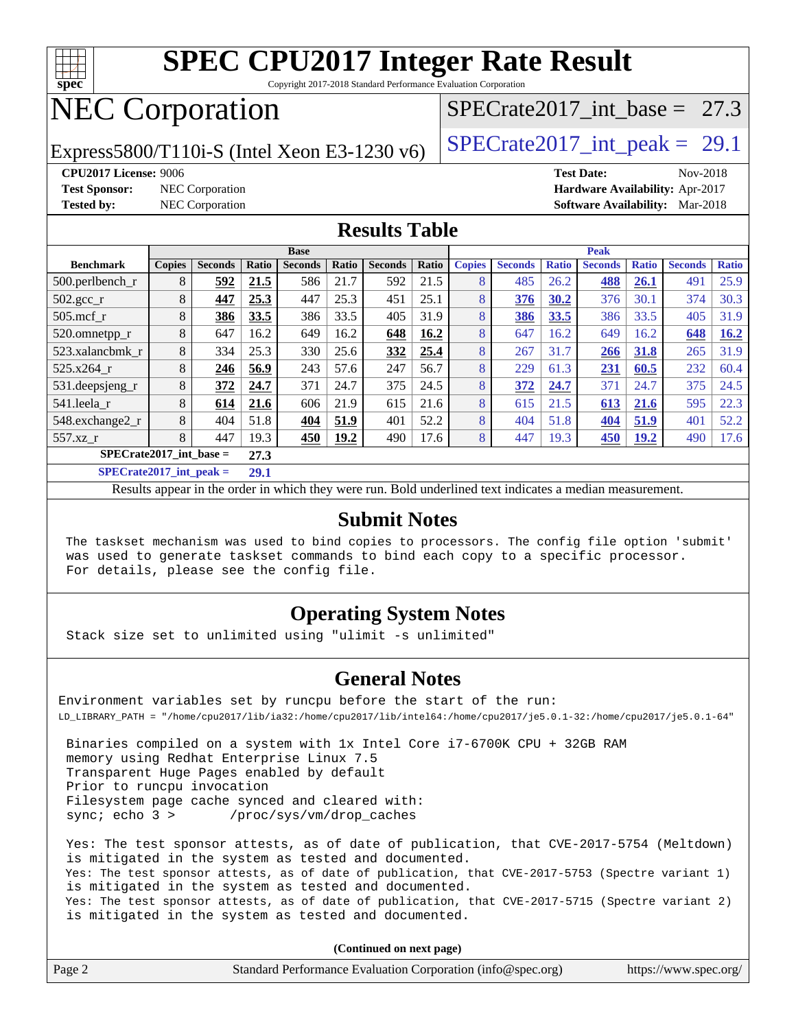# SPEC CPU2017 Integer Rate Result

Copyright 2017-2018 Standard Performance Evaluation Corporation

## NEC Corporation

Express5800/T110i-S (Intel Xeon E3-1230 v6)

SPECrate2017_int_base = 27.3

SPECrate2017_int_peak = 29.1

**CPU2017 License:** 9006
**Test Sponsor:** NEC Corporation
**Tested by:** NEC Corporation

**Test Date:** Nov-2018
**Hardware Availability:** Apr-2017
**Software Availability:** Mar-2018

## Results Table

| | Base | | | | | | | Peak | | | | | | |
|---|---|---|---|---|---|---|---|---|---|---|---|---|---|---|
| **Benchmark** | **Copies** | **Seconds** | **Ratio** | **Seconds** | **Ratio** | **Seconds** | **Ratio** | **Copies** | **Seconds** | **Ratio** | **Seconds** | **Ratio** | **Seconds** | **Ratio** |
| 500.perlbench_r | 8 | **592** | **21.5** | 586 | 21.7 | 592 | 21.5 | 8 | 485 | 26.2 | **488** | **26.1** | 491 | 25.9 |
| 502.gcc_r | 8 | **447** | **25.3** | 447 | 25.3 | 451 | 25.1 | 8 | **376** | **30.2** | 376 | 30.1 | 374 | 30.3 |
| 505.mcf_r | 8 | **386** | **33.5** | 386 | 33.5 | 405 | 31.9 | 8 | **386** | **33.5** | 386 | 33.5 | 405 | 31.9 |
| 520.omnetpp_r | 8 | 647 | 16.2 | 649 | 16.2 | **648** | **16.2** | 8 | 647 | 16.2 | 649 | 16.2 | **648** | **16.2** |
| 523.xalancbmk_r | 8 | 334 | 25.3 | 330 | 25.6 | **332** | **25.4** | 8 | 267 | 31.7 | **266** | **31.8** | 265 | 31.9 |
| 525.x264_r | 8 | **246** | **56.9** | 243 | 57.6 | 247 | 56.7 | 8 | 229 | 61.3 | **231** | **60.5** | 232 | 60.4 |
| 531.deepsjeng_r | 8 | **372** | **24.7** | 371 | 24.7 | 375 | 24.5 | 8 | **372** | **24.7** | 371 | 24.7 | 375 | 24.5 |
| 541.leela_r | 8 | **614** | **21.6** | 606 | 21.9 | 615 | 21.6 | 8 | 615 | 21.5 | **613** | **21.6** | 595 | 22.3 |
| 548.exchange2_r | 8 | 404 | 51.8 | **404** | **51.9** | 401 | 52.2 | 8 | 404 | 51.8 | **404** | **51.9** | 401 | 52.2 |
| 557.xz_r | 8 | 447 | 19.3 | **450** | **19.2** | 490 | 17.6 | 8 | 447 | 19.3 | **450** | **19.2** | 490 | 17.6 |

**SPECrate2017_int_base = 27.3**

**SPECrate2017_int_peak = 29.1**

Results appear in the order in which they were run. Bold underlined text indicates a median measurement.

## Submit Notes

```
The taskset mechanism was used to bind copies to processors. The config file option 'submit'
was used to generate taskset commands to bind each copy to a specific processor.
For details, please see the config file.
```

## Operating System Notes

```
Stack size set to unlimited using "ulimit -s unlimited"
```

## General Notes

```
Environment variables set by runcpu before the start of the run:
LD_LIBRARY_PATH = "/home/cpu2017/lib/ia32:/home/cpu2017/lib/intel64:/home/cpu2017/je5.0.1-32:/home/cpu2017/je5.0.1-64"

 Binaries compiled on a system with 1x Intel Core i7-6700K CPU + 32GB RAM
 memory using Redhat Enterprise Linux 7.5
 Transparent Huge Pages enabled by default
 Prior to runcpu invocation
 Filesystem page cache synced and cleared with:
 sync; echo 3 >       /proc/sys/vm/drop_caches

 Yes: The test sponsor attests, as of date of publication, that CVE-2017-5754 (Meltdown)
 is mitigated in the system as tested and documented.
 Yes: The test sponsor attests, as of date of publication, that CVE-2017-5753 (Spectre variant 1)
 is mitigated in the system as tested and documented.
 Yes: The test sponsor attests, as of date of publication, that CVE-2017-5715 (Spectre variant 2)
 is mitigated in the system as tested and documented.
```

**(Continued on next page)**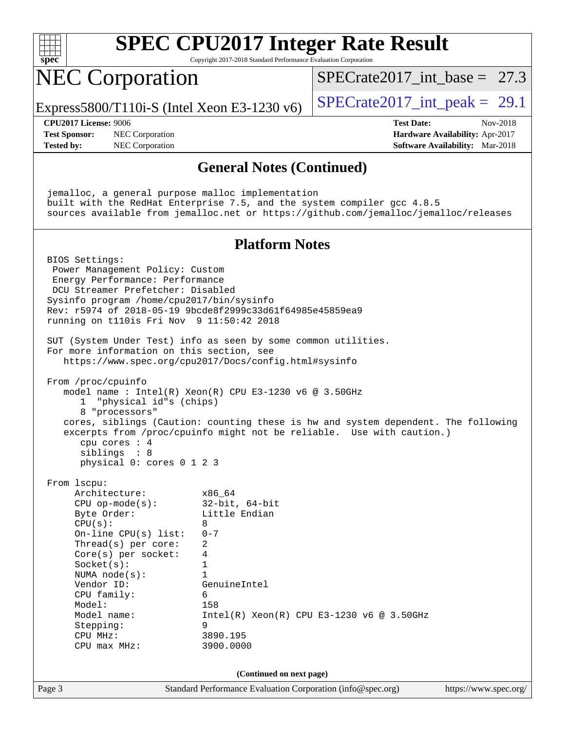# SPEC CPU2017 Integer Rate Result

Copyright 2017-2018 Standard Performance Evaluation Corporation

## NEC Corporation

Express5800/T110i-S (Intel Xeon E3-1230 v6)

SPECrate2017_int_base = 27.3

SPECrate2017_int_peak = 29.1

**CPU2017 License:** 9006
**Test Sponsor:** NEC Corporation
**Tested by:** NEC Corporation

**Test Date:** Nov-2018
**Hardware Availability:** Apr-2017
**Software Availability:** Mar-2018

### General Notes (Continued)

```
jemalloc, a general purpose malloc implementation
built with the RedHat Enterprise 7.5, and the system compiler gcc 4.8.5
sources available from jemalloc.net or https://github.com/jemalloc/jemalloc/releases
```

### Platform Notes

```
BIOS Settings:
 Power Management Policy: Custom
 Energy Performance: Performance
 DCU Streamer Prefetcher: Disabled
Sysinfo program /home/cpu2017/bin/sysinfo
Rev: r5974 of 2018-05-19 9bcde8f2999c33d61f64985e45859ea9
running on t110is Fri Nov  9 11:50:42 2018

SUT (System Under Test) info as seen by some common utilities.
For more information on this section, see
   https://www.spec.org/cpu2017/Docs/config.html#sysinfo

From /proc/cpuinfo
   model name : Intel(R) Xeon(R) CPU E3-1230 v6 @ 3.50GHz
      1  "physical id"s (chips)
      8 "processors"
   cores, siblings (Caution: counting these is hw and system dependent. The following
   excerpts from /proc/cpuinfo might not be reliable.  Use with caution.)
      cpu cores : 4
      siblings  : 8
      physical 0: cores 0 1 2 3

From lscpu:
     Architecture:          x86_64
     CPU op-mode(s):        32-bit, 64-bit
     Byte Order:            Little Endian
     CPU(s):                8
     On-line CPU(s) list:   0-7
     Thread(s) per core:    2
     Core(s) per socket:    4
     Socket(s):             1
     NUMA node(s):          1
     Vendor ID:             GenuineIntel
     CPU family:            6
     Model:                 158
     Model name:            Intel(R) Xeon(R) CPU E3-1230 v6 @ 3.50GHz
     Stepping:              9
     CPU MHz:               3890.195
     CPU max MHz:           3900.0000
```

(Continued on next page)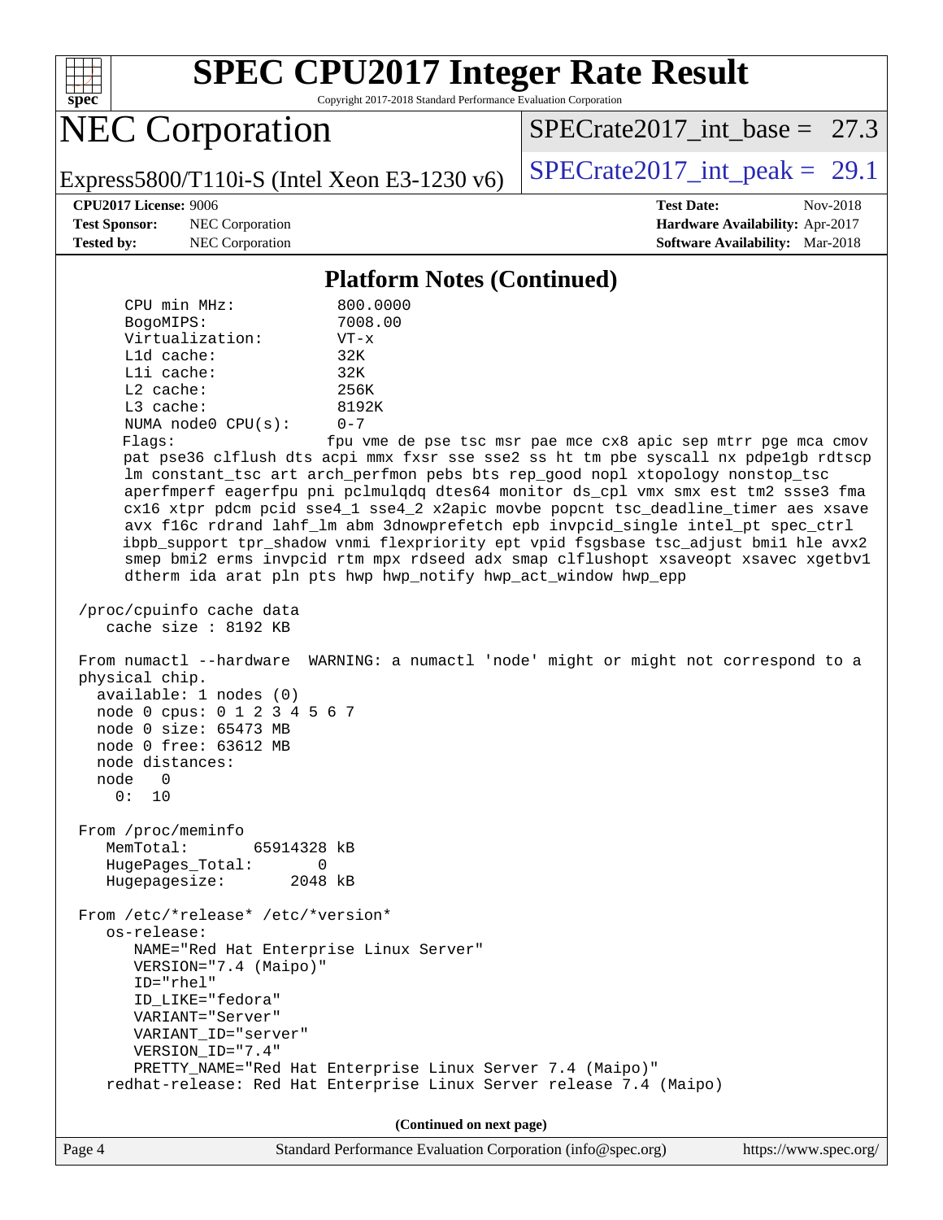## Platform Notes (Continued)

```
      CPU min MHz:           800.0000
      BogoMIPS:              7008.00
      Virtualization:        VT-x
      L1d cache:             32K
      L1i cache:             32K
      L2 cache:              256K
      L3 cache:              8192K
      NUMA node0 CPU(s):     0-7
      Flags:                 fpu vme de pse tsc msr pae mce cx8 apic sep mtrr pge mca cmov
      pat pse36 clflush dts acpi mmx fxsr sse sse2 ss ht tm pbe syscall nx pdpe1gb rdtscp
      lm constant_tsc art arch_perfmon pebs bts rep_good nopl xtopology nonstop_tsc
      aperfmperf eagerfpu pni pclmulqdq dtes64 monitor ds_cpl vmx smx est tm2 ssse3 fma
      cx16 xtpr pdcm pcid sse4_1 sse4_2 x2apic movbe popcnt tsc_deadline_timer aes xsave
      avx f16c rdrand lahf_lm abm 3dnowprefetch epb invpcid_single intel_pt spec_ctrl
      ibpb_support tpr_shadow vnmi flexpriority ept vpid fsgsbase tsc_adjust bmi1 hle avx2
      smep bmi2 erms invpcid rtm mpx rdseed adx smap clflushopt xsaveopt xsavec xgetbv1
      dtherm ida arat pln pts hwp hwp_notify hwp_act_window hwp_epp

 /proc/cpuinfo cache data
    cache size : 8192 KB

 From numactl --hardware  WARNING: a numactl 'node' might or might not correspond to a
 physical chip.
   available: 1 nodes (0)
   node 0 cpus: 0 1 2 3 4 5 6 7
   node 0 size: 65473 MB
   node 0 free: 63612 MB
   node distances:
   node   0
     0:  10

 From /proc/meminfo
    MemTotal:       65914328 kB
    HugePages_Total:       0
    Hugepagesize:       2048 kB

 From /etc/*release* /etc/*version*
    os-release:
       NAME="Red Hat Enterprise Linux Server"
       VERSION="7.4 (Maipo)"
       ID="rhel"
       ID_LIKE="fedora"
       VARIANT="Server"
       VARIANT_ID="server"
       VERSION_ID="7.4"
       PRETTY_NAME="Red Hat Enterprise Linux Server 7.4 (Maipo)"
    redhat-release: Red Hat Enterprise Linux Server release 7.4 (Maipo)
```

(Continued on next page)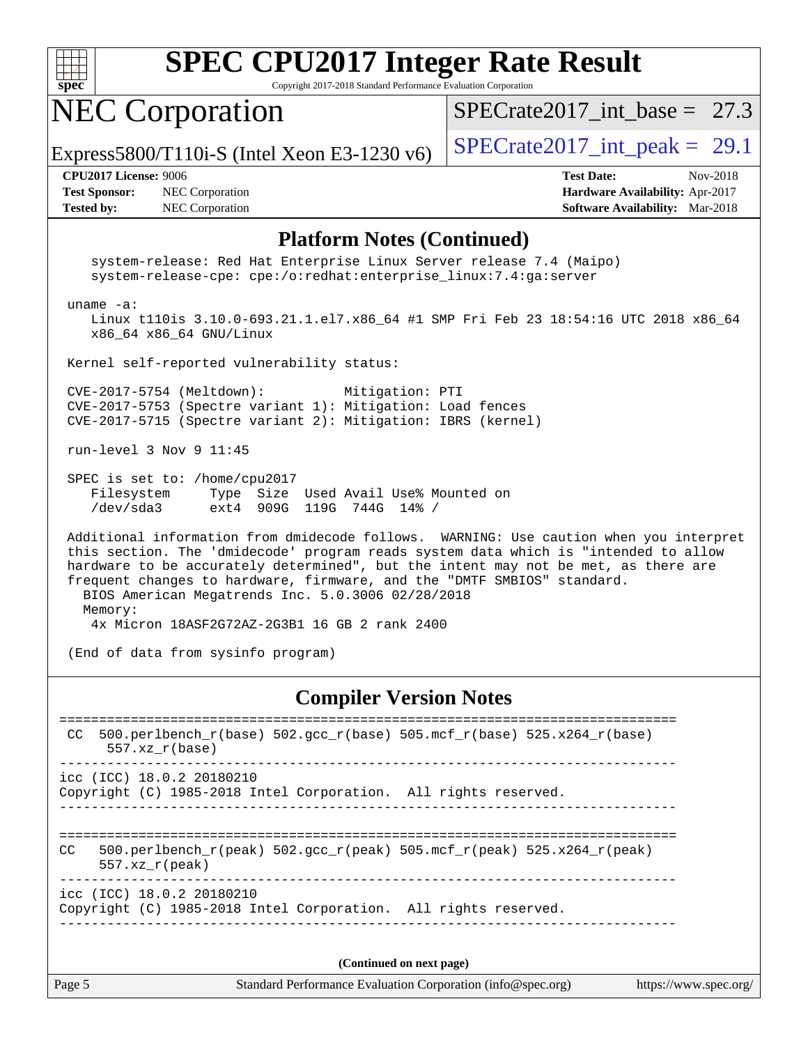# SPEC CPU2017 Integer Rate Result

Copyright 2017-2018 Standard Performance Evaluation Corporation

## NEC Corporation

Express5800/T110i-S (Intel Xeon E3-1230 v6)

SPECrate2017_int_base = 27.3

SPECrate2017_int_peak = 29.1

**CPU2017 License:** 9006
**Test Sponsor:** NEC Corporation
**Tested by:** NEC Corporation

**Test Date:** Nov-2018
**Hardware Availability:** Apr-2017
**Software Availability:** Mar-2018

### Platform Notes (Continued)

```
    system-release: Red Hat Enterprise Linux Server release 7.4 (Maipo)
    system-release-cpe: cpe:/o:redhat:enterprise_linux:7.4:ga:server

 uname -a:
    Linux t110is 3.10.0-693.21.1.el7.x86_64 #1 SMP Fri Feb 23 18:54:16 UTC 2018 x86_64
    x86_64 x86_64 GNU/Linux

 Kernel self-reported vulnerability status:

 CVE-2017-5754 (Meltdown):          Mitigation: PTI
 CVE-2017-5753 (Spectre variant 1): Mitigation: Load fences
 CVE-2017-5715 (Spectre variant 2): Mitigation: IBRS (kernel)

 run-level 3 Nov 9 11:45

 SPEC is set to: /home/cpu2017
    Filesystem     Type  Size  Used Avail Use% Mounted on
    /dev/sda3      ext4  909G  119G  744G  14% /

 Additional information from dmidecode follows.  WARNING: Use caution when you interpret
 this section. The 'dmidecode' program reads system data which is "intended to allow
 hardware to be accurately determined", but the intent may not be met, as there are
 frequent changes to hardware, firmware, and the "DMTF SMBIOS" standard.
   BIOS American Megatrends Inc. 5.0.3006 02/28/2018
   Memory:
    4x Micron 18ASF2G72AZ-2G3B1 16 GB 2 rank 2400

 (End of data from sysinfo program)
```

### Compiler Version Notes

```
==============================================================================
 CC  500.perlbench_r(base) 502.gcc_r(base) 505.mcf_r(base) 525.x264_r(base)
      557.xz_r(base)
------------------------------------------------------------------------------
icc (ICC) 18.0.2 20180210
Copyright (C) 1985-2018 Intel Corporation.  All rights reserved.
------------------------------------------------------------------------------

==============================================================================
CC   500.perlbench_r(peak) 502.gcc_r(peak) 505.mcf_r(peak) 525.x264_r(peak)
     557.xz_r(peak)
------------------------------------------------------------------------------
icc (ICC) 18.0.2 20180210
Copyright (C) 1985-2018 Intel Corporation.  All rights reserved.
------------------------------------------------------------------------------
```

(Continued on next page)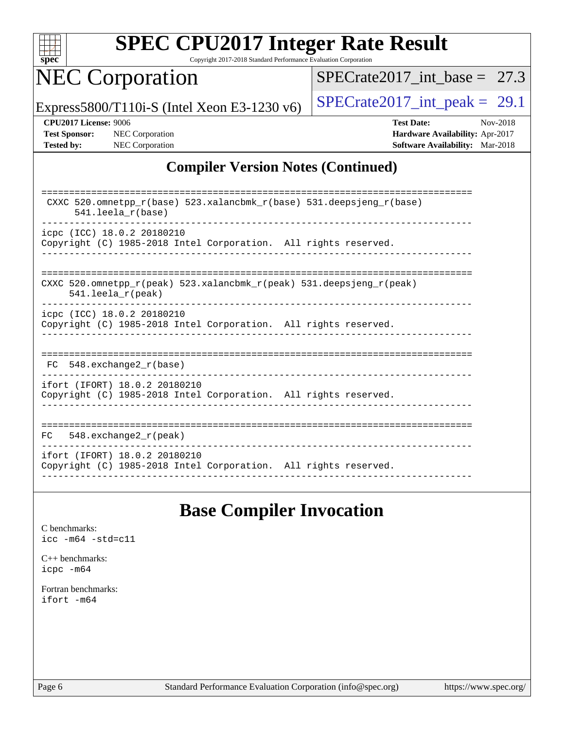## Compiler Version Notes (Continued)

```
==============================================================================
 CXXC 520.omnetpp_r(base) 523.xalancbmk_r(base) 531.deepsjeng_r(base)
      541.leela_r(base)
------------------------------------------------------------------------------
icpc (ICC) 18.0.2 20180210
Copyright (C) 1985-2018 Intel Corporation.  All rights reserved.
------------------------------------------------------------------------------

==============================================================================
CXXC 520.omnetpp_r(peak) 523.xalancbmk_r(peak) 531.deepsjeng_r(peak)
     541.leela_r(peak)
------------------------------------------------------------------------------
icpc (ICC) 18.0.2 20180210
Copyright (C) 1985-2018 Intel Corporation.  All rights reserved.
------------------------------------------------------------------------------

==============================================================================
 FC  548.exchange2_r(base)
------------------------------------------------------------------------------
ifort (IFORT) 18.0.2 20180210
Copyright (C) 1985-2018 Intel Corporation.  All rights reserved.
------------------------------------------------------------------------------

==============================================================================
FC   548.exchange2_r(peak)
------------------------------------------------------------------------------
ifort (IFORT) 18.0.2 20180210
Copyright (C) 1985-2018 Intel Corporation.  All rights reserved.
------------------------------------------------------------------------------
```

## Base Compiler Invocation

C benchmarks:
`icc -m64 -std=c11`

C++ benchmarks:
`icpc -m64`

Fortran benchmarks:
`ifort -m64`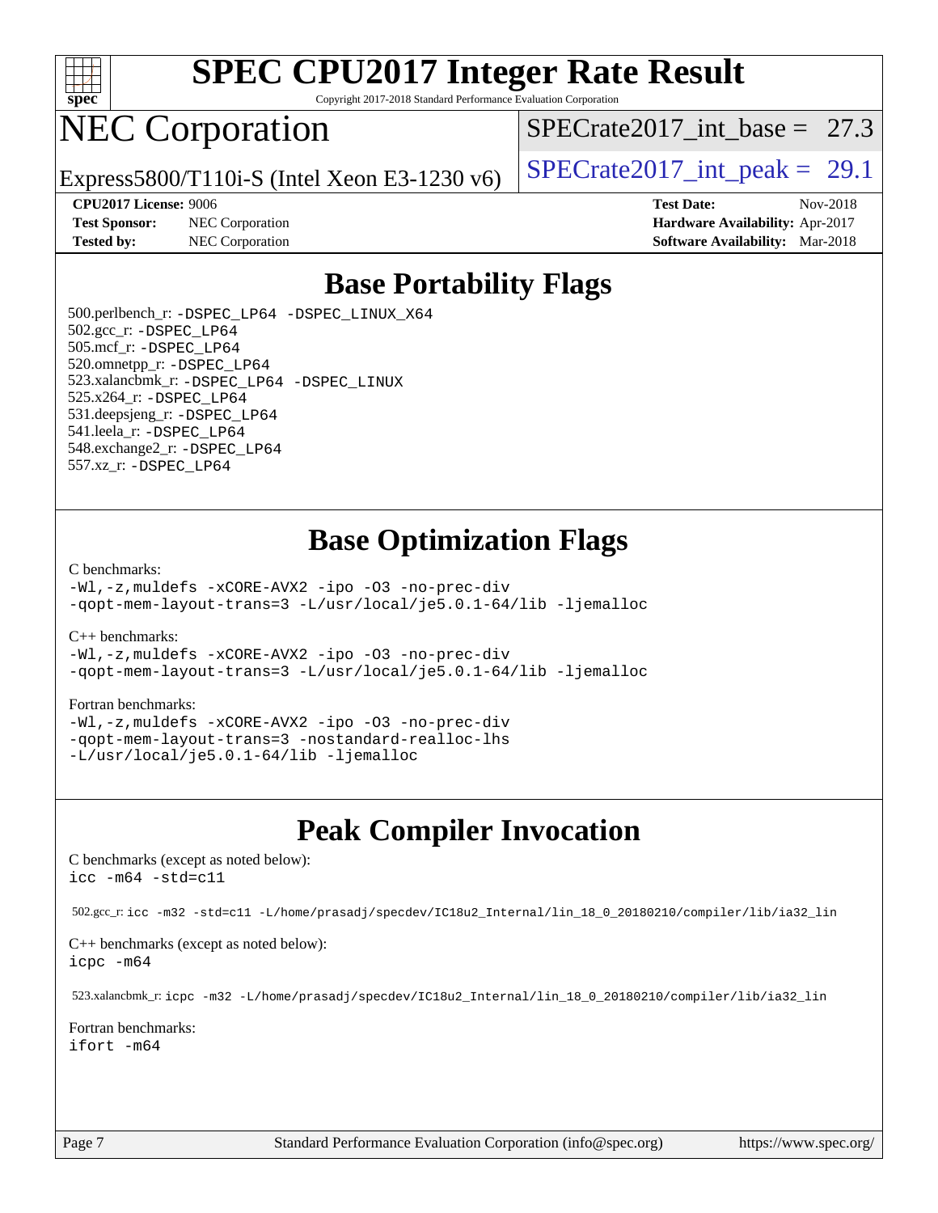# SPEC CPU2017 Integer Rate Result

Copyright 2017-2018 Standard Performance Evaluation Corporation

# NEC Corporation

Express5800/T110i-S (Intel Xeon E3-1230 v6)

SPECrate2017_int_base = 27.3

SPECrate2017_int_peak = 29.1

**CPU2017 License:** 9006
**Test Sponsor:** NEC Corporation
**Tested by:** NEC Corporation

**Test Date:** Nov-2018
**Hardware Availability:** Apr-2017
**Software Availability:** Mar-2018

## Base Portability Flags

500.perlbench_r: `-DSPEC_LP64 -DSPEC_LINUX_X64`
502.gcc_r: `-DSPEC_LP64`
505.mcf_r: `-DSPEC_LP64`
520.omnetpp_r: `-DSPEC_LP64`
523.xalancbmk_r: `-DSPEC_LP64 -DSPEC_LINUX`
525.x264_r: `-DSPEC_LP64`
531.deepsjeng_r: `-DSPEC_LP64`
541.leela_r: `-DSPEC_LP64`
548.exchange2_r: `-DSPEC_LP64`
557.xz_r: `-DSPEC_LP64`

## Base Optimization Flags

C benchmarks:

```
-Wl,-z,muldefs -xCORE-AVX2 -ipo -O3 -no-prec-div
-qopt-mem-layout-trans=3 -L/usr/local/je5.0.1-64/lib -ljemalloc
```

C++ benchmarks:

```
-Wl,-z,muldefs -xCORE-AVX2 -ipo -O3 -no-prec-div
-qopt-mem-layout-trans=3 -L/usr/local/je5.0.1-64/lib -ljemalloc
```

Fortran benchmarks:

```
-Wl,-z,muldefs -xCORE-AVX2 -ipo -O3 -no-prec-div
-qopt-mem-layout-trans=3 -nostandard-realloc-lhs
-L/usr/local/je5.0.1-64/lib -ljemalloc
```

## Peak Compiler Invocation

C benchmarks (except as noted below):

```
icc -m64 -std=c11
```

502.gcc_r: `icc -m32 -std=c11 -L/home/prasadj/specdev/IC18u2_Internal/lin_18_0_20180210/compiler/lib/ia32_lin`

C++ benchmarks (except as noted below):

```
icpc -m64
```

523.xalancbmk_r: `icpc -m32 -L/home/prasadj/specdev/IC18u2_Internal/lin_18_0_20180210/compiler/lib/ia32_lin`

Fortran benchmarks:

```
ifort -m64
```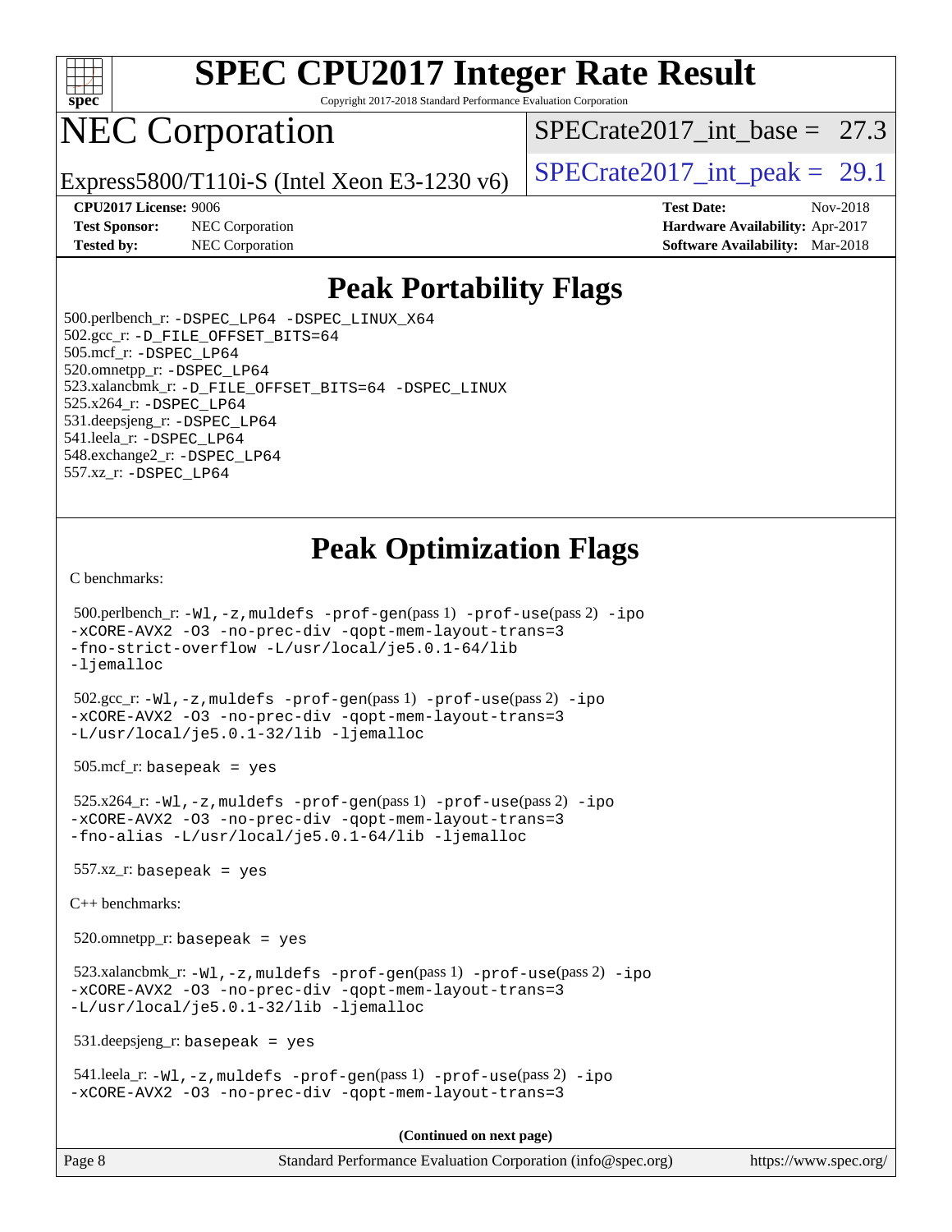# SPEC CPU2017 Integer Rate Result

Copyright 2017-2018 Standard Performance Evaluation Corporation

# NEC Corporation

Express5800/T110i-S (Intel Xeon E3-1230 v6)

SPECrate2017_int_base = 27.3

SPECrate2017_int_peak = 29.1

**CPU2017 License:** 9006
**Test Sponsor:** NEC Corporation
**Tested by:** NEC Corporation

**Test Date:** Nov-2018
**Hardware Availability:** Apr-2017
**Software Availability:** Mar-2018

## Peak Portability Flags

500.perlbench_r: -DSPEC_LP64 -DSPEC_LINUX_X64
502.gcc_r: -D_FILE_OFFSET_BITS=64
505.mcf_r: -DSPEC_LP64
520.omnetpp_r: -DSPEC_LP64
523.xalancbmk_r: -D_FILE_OFFSET_BITS=64 -DSPEC_LINUX
525.x264_r: -DSPEC_LP64
531.deepsjeng_r: -DSPEC_LP64
541.leela_r: -DSPEC_LP64
548.exchange2_r: -DSPEC_LP64
557.xz_r: -DSPEC_LP64

## Peak Optimization Flags

C benchmarks:

500.perlbench_r: -Wl,-z,muldefs -prof-gen(pass 1) -prof-use(pass 2) -ipo -xCORE-AVX2 -O3 -no-prec-div -qopt-mem-layout-trans=3 -fno-strict-overflow -L/usr/local/je5.0.1-64/lib -ljemalloc

502.gcc_r: -Wl,-z,muldefs -prof-gen(pass 1) -prof-use(pass 2) -ipo -xCORE-AVX2 -O3 -no-prec-div -qopt-mem-layout-trans=3 -L/usr/local/je5.0.1-32/lib -ljemalloc

505.mcf_r: basepeak = yes

525.x264_r: -Wl,-z,muldefs -prof-gen(pass 1) -prof-use(pass 2) -ipo -xCORE-AVX2 -O3 -no-prec-div -qopt-mem-layout-trans=3 -fno-alias -L/usr/local/je5.0.1-64/lib -ljemalloc

557.xz_r: basepeak = yes

C++ benchmarks:

520.omnetpp_r: basepeak = yes

523.xalancbmk_r: -Wl,-z,muldefs -prof-gen(pass 1) -prof-use(pass 2) -ipo -xCORE-AVX2 -O3 -no-prec-div -qopt-mem-layout-trans=3 -L/usr/local/je5.0.1-32/lib -ljemalloc

531.deepsjeng_r: basepeak = yes

541.leela_r: -Wl,-z,muldefs -prof-gen(pass 1) -prof-use(pass 2) -ipo -xCORE-AVX2 -O3 -no-prec-div -qopt-mem-layout-trans=3

**(Continued on next page)**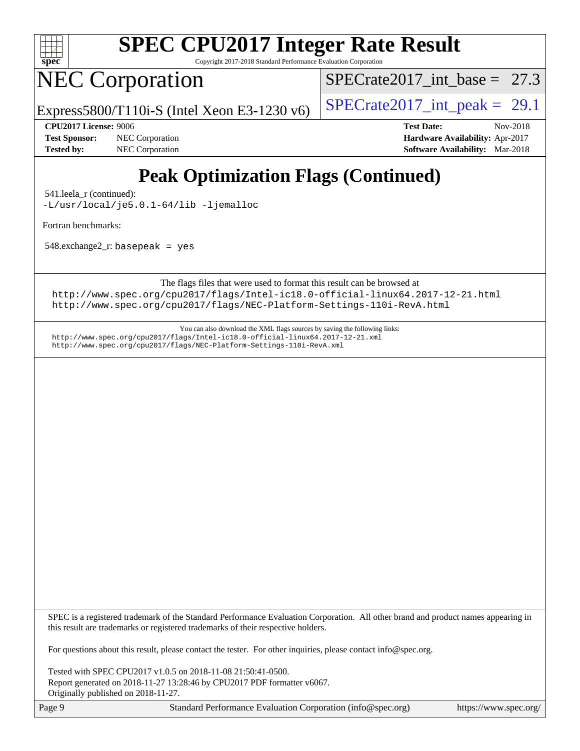# Peak Optimization Flags (Continued)

541.leela_r (continued):
-L/usr/local/je5.0.1-64/lib -ljemalloc

Fortran benchmarks:

548.exchange2_r: basepeak = yes

The flags files that were used to format this result can be browsed at
http://www.spec.org/cpu2017/flags/Intel-ic18.0-official-linux64.2017-12-21.html
http://www.spec.org/cpu2017/flags/NEC-Platform-Settings-110i-RevA.html

You can also download the XML flags sources by saving the following links:
http://www.spec.org/cpu2017/flags/Intel-ic18.0-official-linux64.2017-12-21.xml
http://www.spec.org/cpu2017/flags/NEC-Platform-Settings-110i-RevA.xml

SPEC is a registered trademark of the Standard Performance Evaluation Corporation. All other brand and product names appearing in this result are trademarks or registered trademarks of their respective holders.

For questions about this result, please contact the tester. For other inquiries, please contact info@spec.org.

Tested with SPEC CPU2017 v1.0.5 on 2018-11-08 21:50:41-0500.
Report generated on 2018-11-27 13:28:46 by CPU2017 PDF formatter v6067.
Originally published on 2018-11-27.